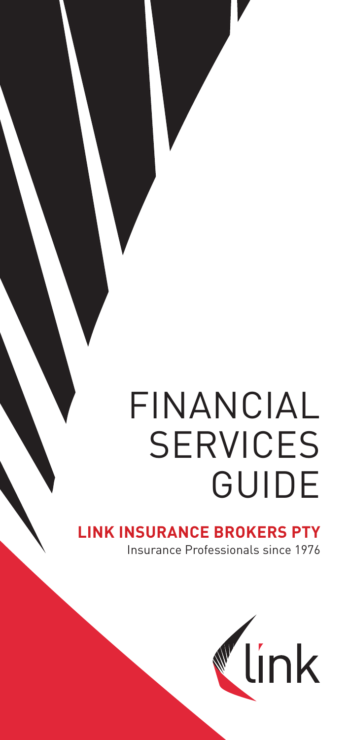# FINANCIAL SERVICES GUIDE

**LINK INSURANCE BROKERS PTY**

Insurance Professionals since 1976

link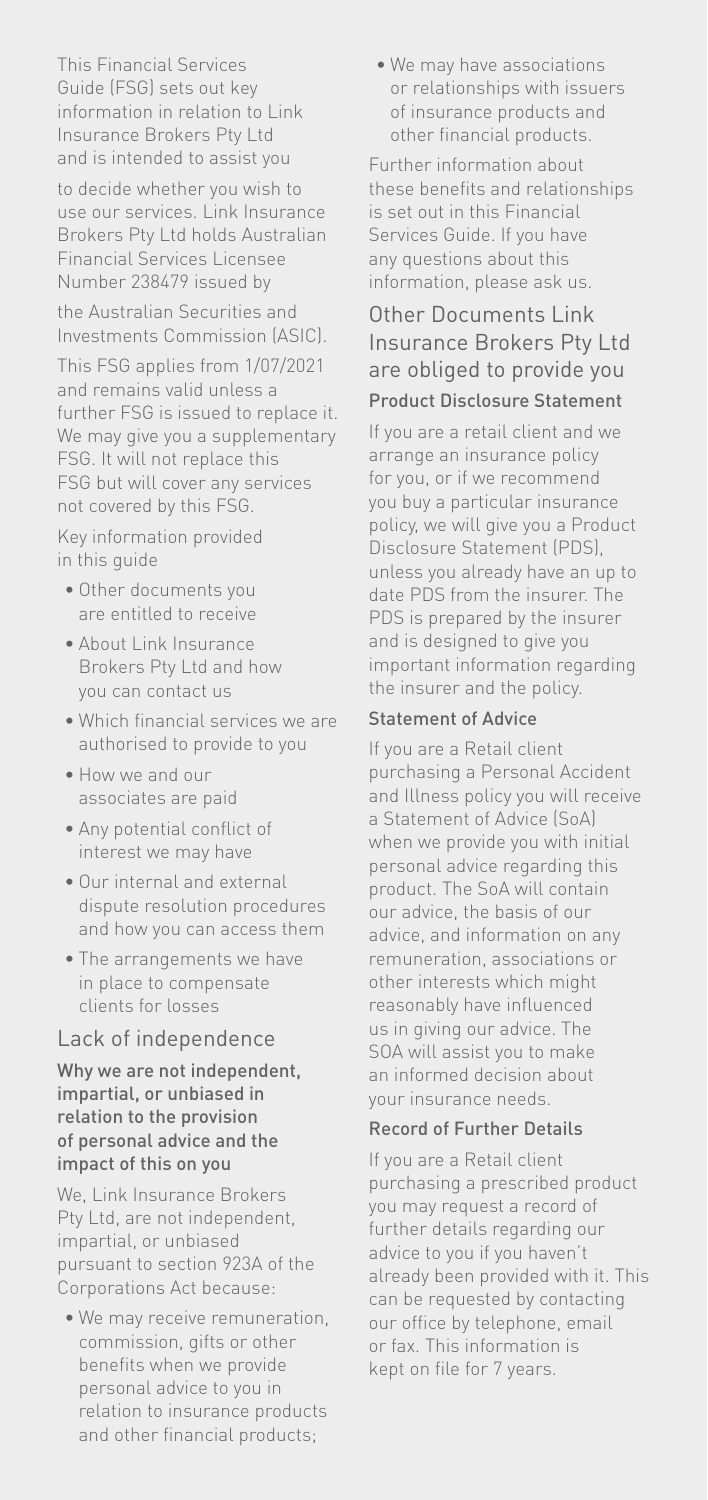This Financial Services Guide (FSG) sets out key information in relation to Link Insurance Brokers Pty Ltd and is intended to assist you to decide whether you wish to use our services. Link Insurance Brokers Pty Ltd holds Australian Financial Services Licensee Number 238479 issued by the Australian Securities and Investments Commission (ASIC).

This FSG applies from 1/07/2021 and remains valid unless a further FSG is issued to replace it. We may give you a supplementary FSG. It will not replace this FSG but will cover any services not covered by this FSG.

Key information provided in this guide

- Other documents you are entitled to receive
- About Link Insurance Brokers Pty Ltd and how you can contact us
- Which financial services we are authorised to provide to you
- How we and our associates are paid
- Any potential conflict of interest we may have
- Our internal and external dispute resolution procedures and how you can access them
- The arrangements we have in place to compensate clients for losses

## Lack of independence

### Why we are not independent, impartial, or unbiased in relation to the provision of personal advice and the impact of this on you

We, Link Insurance Brokers Pty Ltd, are not independent, impartial, or unbiased pursuant to section 923A of the Corporations Act because:

- We may receive remuneration, commission, gifts or other benefits when we provide personal advice to you in relation to insurance products and other financial products;
- We may have associations or relationships with issuers of insurance products and other financial products.

Further information about these benefits and relationships is set out in this Financial Services Guide. If you have any questions about this information, please ask us.

## Other Documents Link Insurance Brokers Pty Ltd are obliged to provide you

### Product Disclosure Statement

If you are a retail client and we arrange an insurance policy for you, or if we recommend you buy a particular insurance policy, we will give you a Product Disclosure Statement (PDS), unless you already have an up to date PDS from the insurer. The PDS is prepared by the insurer and is designed to give you important information regarding the insurer and the policy.

### Statement of Advice

If you are a Retail client purchasing a Personal Accident and Illness policy you will receive a Statement of Advice (SoA) when we provide you with initial personal advice regarding this product. The SoA will contain our advice, the basis of our advice, and information on any remuneration, associations or other interests which might reasonably have influenced us in giving our advice. The SOA will assist you to make an informed decision about your insurance needs.

### Record of Further Details

If you are a Retail client purchasing a prescribed product you may request a record of further details regarding our advice to you if you haven't already been provided with it. This can be requested by contacting our office by telephone, email or fax. This information is kept on file for 7 years.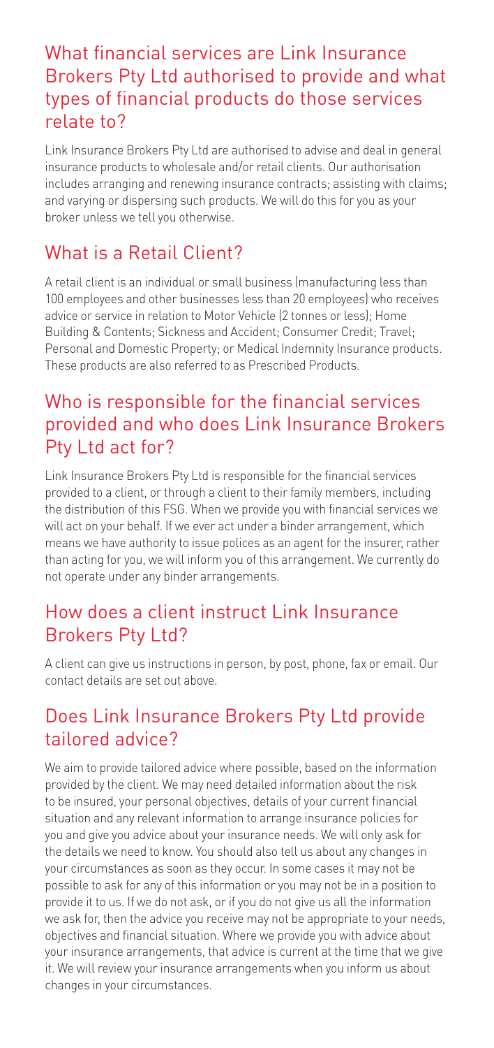## What financial services are Link Insurance Brokers Pty Ltd authorised to provide and what types of financial products do those services relate to?

Link Insurance Brokers Pty Ltd are authorised to advise and deal in general insurance products to wholesale and/or retail clients. Our authorisation includes arranging and renewing insurance contracts; assisting with claims; and varying or dispersing such products. We will do this for you as your broker unless we tell you otherwise.

## What is a Retail Client?

A retail client is an individual or small business (manufacturing less than 100 employees and other businesses less than 20 employees) who receives advice or service in relation to Motor Vehicle (2 tonnes or less); Home Building & Contents; Sickness and Accident; Consumer Credit; Travel; Personal and Domestic Property; or Medical Indemnity Insurance products. These products are also referred to as Prescribed Products.

## Who is responsible for the financial services provided and who does Link Insurance Brokers Pty Ltd act for?

Link Insurance Brokers Pty Ltd is responsible for the financial services provided to a client, or through a client to their family members, including the distribution of this FSG. When we provide you with financial services we will act on your behalf. If we ever act under a binder arrangement, which means we have authority to issue polices as an agent for the insurer, rather than acting for you, we will inform you of this arrangement. We currently do not operate under any binder arrangements.

## How does a client instruct Link Insurance Brokers Pty Ltd?

A client can give us instructions in person, by post, phone, fax or email. Our contact details are set out above.

## Does Link Insurance Brokers Pty Ltd provide tailored advice?

We aim to provide tailored advice where possible, based on the information provided by the client. We may need detailed information about the risk to be insured, your personal objectives, details of your current financial situation and any relevant information to arrange insurance policies for you and give you advice about your insurance needs. We will only ask for the details we need to know. You should also tell us about any changes in your circumstances as soon as they occur. In some cases it may not be possible to ask for any of this information or you may not be in a position to provide it to us. If we do not ask, or if you do not give us all the information we ask for, then the advice you receive may not be appropriate to your needs, objectives and financial situation. Where we provide you with advice about your insurance arrangements, that advice is current at the time that we give it. We will review your insurance arrangements when you inform us about changes in your circumstances.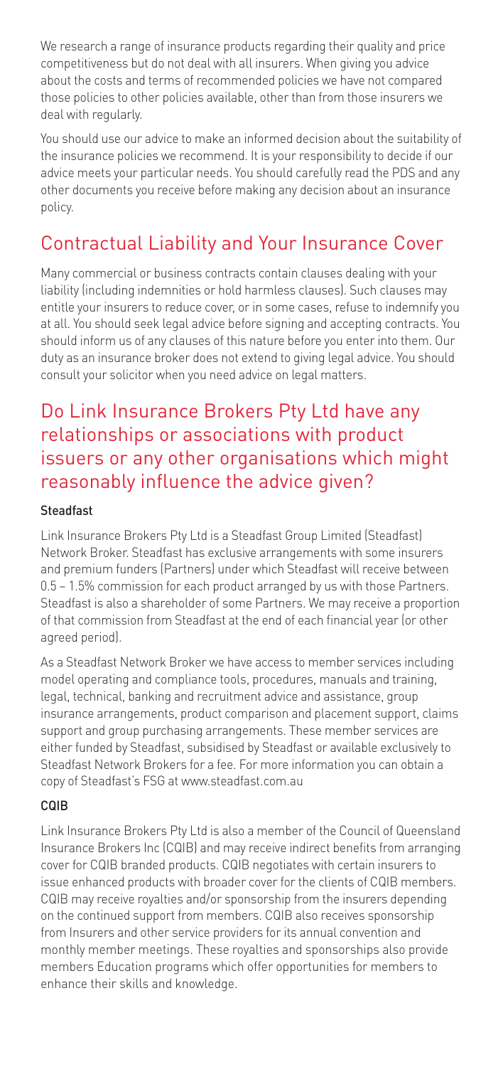We research a range of insurance products regarding their quality and price competitiveness but do not deal with all insurers. When giving you advice about the costs and terms of recommended policies we have not compared those policies to other policies available, other than from those insurers we deal with regularly.

You should use our advice to make an informed decision about the suitability of the insurance policies we recommend. It is your responsibility to decide if our advice meets your particular needs. You should carefully read the PDS and any other documents you receive before making any decision about an insurance policy.

## Contractual Liability and Your Insurance Cover

Many commercial or business contracts contain clauses dealing with your liability (including indemnities or hold harmless clauses). Such clauses may entitle your insurers to reduce cover, or in some cases, refuse to indemnify you at all. You should seek legal advice before signing and accepting contracts. You should inform us of any clauses of this nature before you enter into them. Our duty as an insurance broker does not extend to giving legal advice. You should consult your solicitor when you need advice on legal matters.

## Do Link Insurance Brokers Pty Ltd have any relationships or associations with product issuers or any other organisations which might reasonably influence the advice given?

### Steadfast

Link Insurance Brokers Pty Ltd is a Steadfast Group Limited (Steadfast) Network Broker. Steadfast has exclusive arrangements with some insurers and premium funders (Partners) under which Steadfast will receive between 0.5 – 1.5% commission for each product arranged by us with those Partners. Steadfast is also a shareholder of some Partners. We may receive a proportion of that commission from Steadfast at the end of each financial year (or other agreed period).

As a Steadfast Network Broker we have access to member services including model operating and compliance tools, procedures, manuals and training, legal, technical, banking and recruitment advice and assistance, group insurance arrangements, product comparison and placement support, claims support and group purchasing arrangements. These member services are either funded by Steadfast, subsidised by Steadfast or available exclusively to Steadfast Network Brokers for a fee. For more information you can obtain a copy of Steadfast's FSG at www.steadfast.com.au

### CQIB

Link Insurance Brokers Pty Ltd is also a member of the Council of Queensland Insurance Brokers Inc (CQIB) and may receive indirect benefits from arranging cover for CQIB branded products. CQIB negotiates with certain insurers to issue enhanced products with broader cover for the clients of CQIB members. CQIB may receive royalties and/or sponsorship from the insurers depending on the continued support from members. CQIB also receives sponsorship from Insurers and other service providers for its annual convention and monthly member meetings. These royalties and sponsorships also provide members Education programs which offer opportunities for members to enhance their skills and knowledge.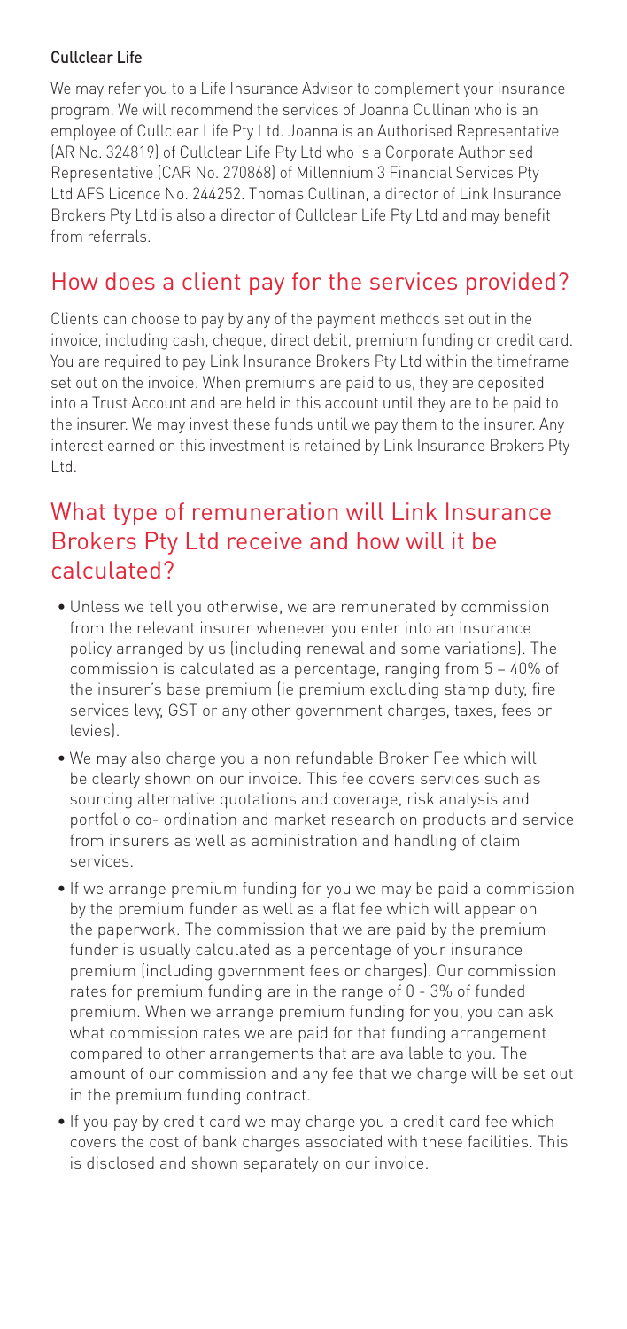### Cullclear Life

We may refer you to a Life Insurance Advisor to complement your insurance program. We will recommend the services of Joanna Cullinan who is an employee of Cullclear Life Pty Ltd. Joanna is an Authorised Representative (AR No. 324819) of Cullclear Life Pty Ltd who is a Corporate Authorised Representative (CAR No. 270868) of Millennium 3 Financial Services Pty Ltd AFS Licence No. 244252. Thomas Cullinan, a director of Link Insurance Brokers Pty Ltd is also a director of Cullclear Life Pty Ltd and may benefit from referrals.

## How does a client pay for the services provided?

Clients can choose to pay by any of the payment methods set out in the invoice, including cash, cheque, direct debit, premium funding or credit card. You are required to pay Link Insurance Brokers Pty Ltd within the timeframe set out on the invoice. When premiums are paid to us, they are deposited into a Trust Account and are held in this account until they are to be paid to the insurer. We may invest these funds until we pay them to the insurer. Any interest earned on this investment is retained by Link Insurance Brokers Pty Ltd.

## What type of remuneration will Link Insurance Brokers Pty Ltd receive and how will it be calculated?

- Unless we tell you otherwise, we are remunerated by commission from the relevant insurer whenever you enter into an insurance policy arranged by us (including renewal and some variations). The commission is calculated as a percentage, ranging from 5 – 40% of the insurer's base premium (ie premium excluding stamp duty, fire services levy, GST or any other government charges, taxes, fees or levies).
- We may also charge you a non refundable Broker Fee which will be clearly shown on our invoice. This fee covers services such as sourcing alternative quotations and coverage, risk analysis and portfolio co- ordination and market research on products and service from insurers as well as administration and handling of claim services.
- If we arrange premium funding for you we may be paid a commission by the premium funder as well as a flat fee which will appear on the paperwork. The commission that we are paid by the premium funder is usually calculated as a percentage of your insurance premium (including government fees or charges). Our commission rates for premium funding are in the range of 0 - 3% of funded premium. When we arrange premium funding for you, you can ask what commission rates we are paid for that funding arrangement compared to other arrangements that are available to you. The amount of our commission and any fee that we charge will be set out in the premium funding contract.
- If you pay by credit card we may charge you a credit card fee which covers the cost of bank charges associated with these facilities. This is disclosed and shown separately on our invoice.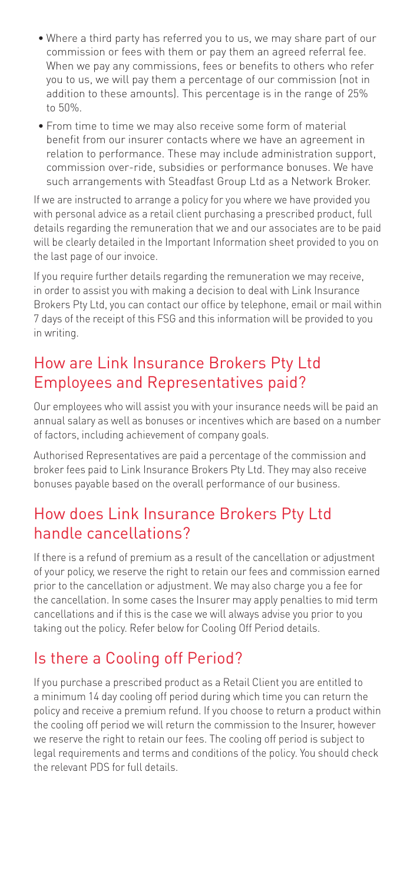- Where a third party has referred you to us, we may share part of our commission or fees with them or pay them an agreed referral fee. When we pay any commissions, fees or benefits to others who refer you to us, we will pay them a percentage of our commission (not in addition to these amounts). This percentage is in the range of 25% to 50%.
- From time to time we may also receive some form of material benefit from our insurer contacts where we have an agreement in relation to performance. These may include administration support, commission over-ride, subsidies or performance bonuses. We have such arrangements with Steadfast Group Ltd as a Network Broker.

If we are instructed to arrange a policy for you where we have provided you with personal advice as a retail client purchasing a prescribed product, full details regarding the remuneration that we and our associates are to be paid will be clearly detailed in the Important Information sheet provided to you on the last page of our invoice.

If you require further details regarding the remuneration we may receive, in order to assist you with making a decision to deal with Link Insurance Brokers Pty Ltd, you can contact our office by telephone, email or mail within 7 days of the receipt of this FSG and this information will be provided to you in writing.

## How are Link Insurance Brokers Pty Ltd Employees and Representatives paid?

Our employees who will assist you with your insurance needs will be paid an annual salary as well as bonuses or incentives which are based on a number of factors, including achievement of company goals.

Authorised Representatives are paid a percentage of the commission and broker fees paid to Link Insurance Brokers Pty Ltd. They may also receive bonuses payable based on the overall performance of our business.

## How does Link Insurance Brokers Pty Ltd handle cancellations?

If there is a refund of premium as a result of the cancellation or adjustment of your policy, we reserve the right to retain our fees and commission earned prior to the cancellation or adjustment. We may also charge you a fee for the cancellation. In some cases the Insurer may apply penalties to mid term cancellations and if this is the case we will always advise you prior to you taking out the policy. Refer below for Cooling Off Period details.

## Is there a Cooling off Period?

If you purchase a prescribed product as a Retail Client you are entitled to a minimum 14 day cooling off period during which time you can return the policy and receive a premium refund. If you choose to return a product within the cooling off period we will return the commission to the Insurer, however we reserve the right to retain our fees. The cooling off period is subject to legal requirements and terms and conditions of the policy. You should check the relevant PDS for full details.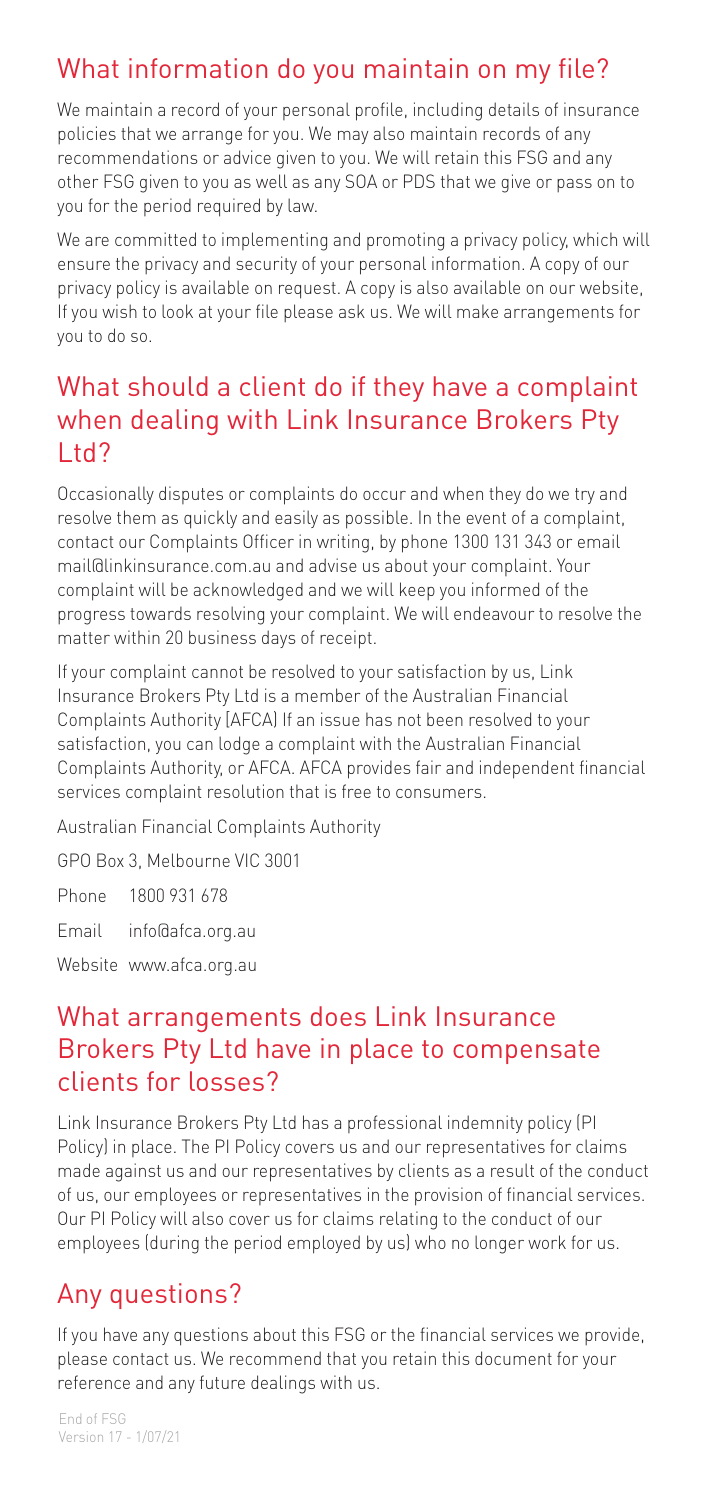## What information do you maintain on my file?

We maintain a record of your personal profile, including details of insurance policies that we arrange for you. We may also maintain records of any recommendations or advice given to you. We will retain this FSG and any other FSG given to you as well as any SOA or PDS that we give or pass on to you for the period required by law.

We are committed to implementing and promoting a privacy policy, which will ensure the privacy and security of your personal information. A copy of our privacy policy is available on request. A copy is also available on our website, If you wish to look at your file please ask us. We will make arrangements for you to do so.

## What should a client do if they have a complaint when dealing with Link Insurance Brokers Pty Ltd?

Occasionally disputes or complaints do occur and when they do we try and resolve them as quickly and easily as possible. In the event of a complaint, contact our Complaints Officer in writing, by phone 1300 131 343 or email mail@linkinsurance.com.au and advise us about your complaint. Your complaint will be acknowledged and we will keep you informed of the progress towards resolving your complaint. We will endeavour to resolve the matter within 20 business days of receipt.

If your complaint cannot be resolved to your satisfaction by us, Link Insurance Brokers Pty Ltd is a member of the Australian Financial Complaints Authority (AFCA) If an issue has not been resolved to your satisfaction, you can lodge a complaint with the Australian Financial Complaints Authority, or AFCA. AFCA provides fair and independent financial services complaint resolution that is free to consumers.

Australian Financial Complaints Authority

GPO Box 3, Melbourne VIC 3001

Phone 1800 931 678

Email info@afca.org.au

Website www.afca.org.au

## What arrangements does Link Insurance Brokers Pty Ltd have in place to compensate clients for losses?

Link Insurance Brokers Pty Ltd has a professional indemnity policy (PI Policy) in place. The PI Policy covers us and our representatives for claims made against us and our representatives by clients as a result of the conduct of us, our employees or representatives in the provision of financial services. Our PI Policy will also cover us for claims relating to the conduct of our employees (during the period employed by us) who no longer work for us.

## Any questions?

If you have any questions about this FSG or the financial services we provide, please contact us. We recommend that you retain this document for your reference and any future dealings with us.

End of FSG
Version 17 - 1/07/21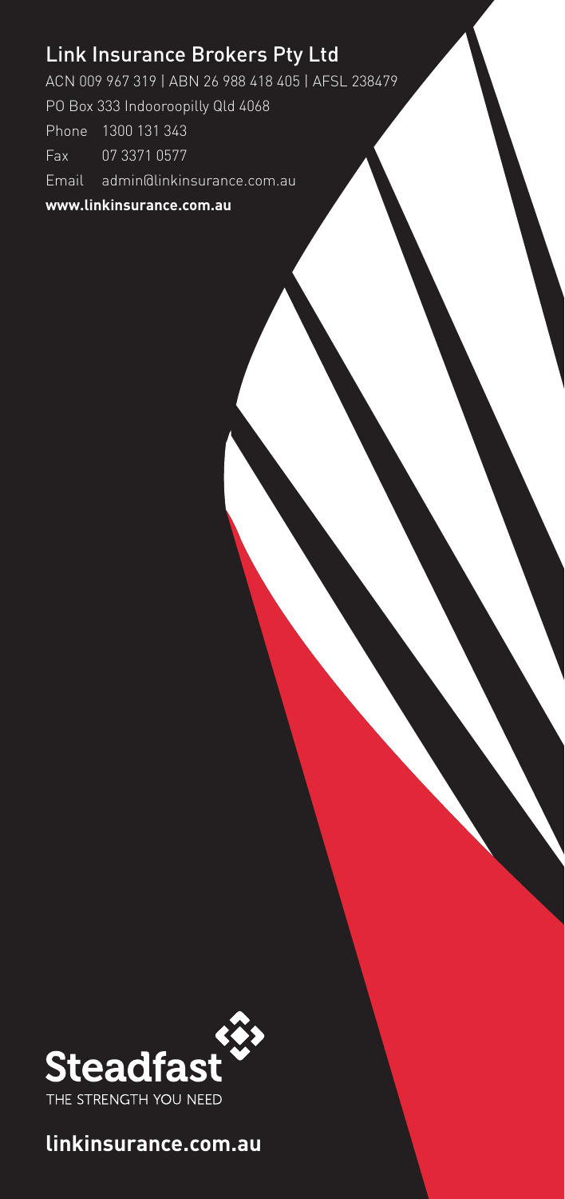## Link Insurance Brokers Pty Ltd

ACN 009 967 319 | ABN 26 988 418 405 | AFSL 238479

PO Box 333 Indooroopilly Qld 4068

Phone 1300 131 343

Fax 07 3371 0577

Email admin@linkinsurance.com.au

**www.linkinsurance.com.au**

Steadfast

THE STRENGTH YOU NEED

**linkinsurance.com.au**